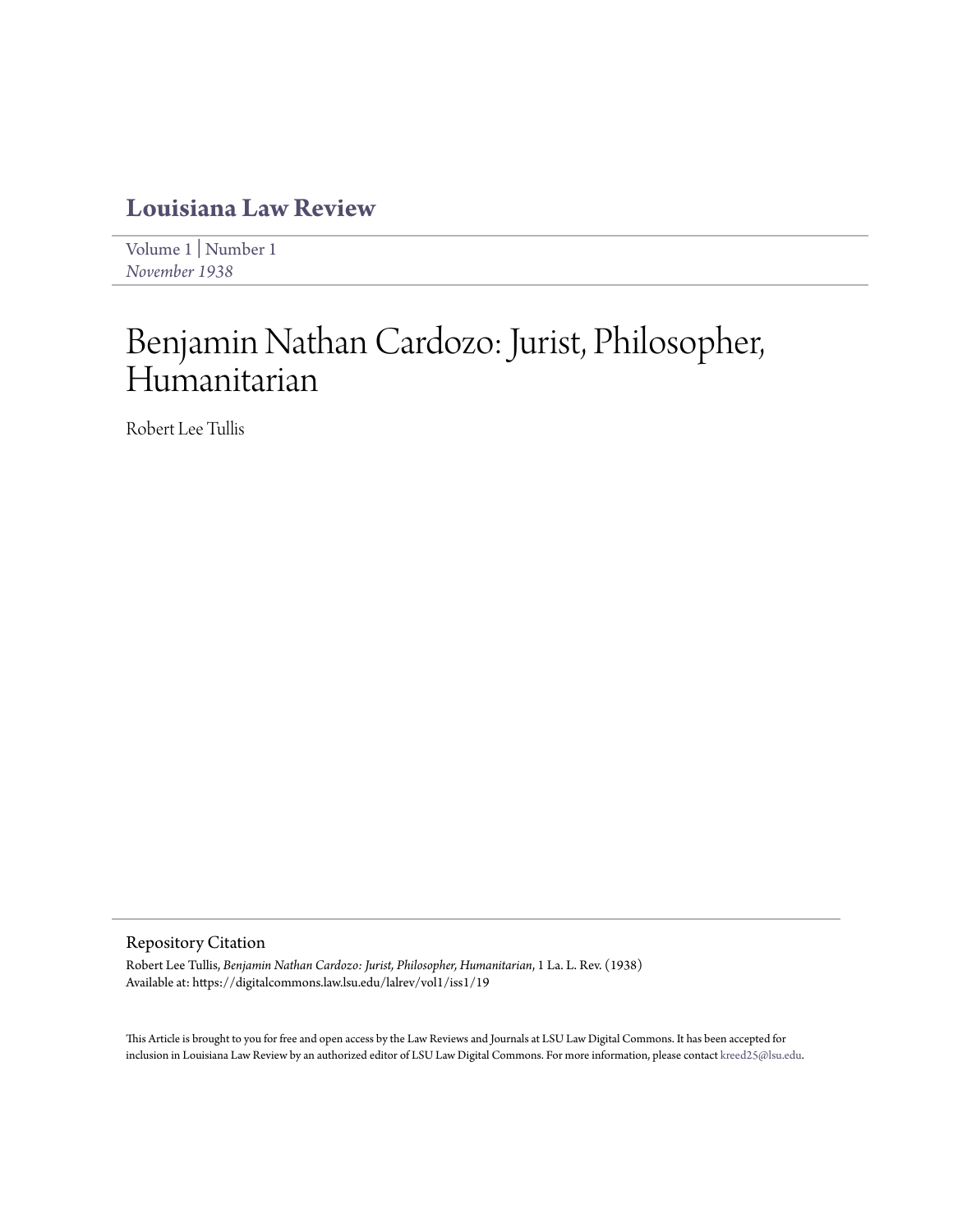# Louisiana Law Review

Volume 1 | Number 1
*November 1938*

# Benjamin Nathan Cardozo: Jurist, Philosopher, Humanitarian

Robert Lee Tullis

## Repository Citation

Robert Lee Tullis, *Benjamin Nathan Cardozo: Jurist, Philosopher, Humanitarian*, 1 La. L. Rev. (1938)
Available at: https://digitalcommons.law.lsu.edu/lalrev/vol1/iss1/19

This Article is brought to you for free and open access by the Law Reviews and Journals at LSU Law Digital Commons. It has been accepted for inclusion in Louisiana Law Review by an authorized editor of LSU Law Digital Commons. For more information, please contact kreed25@lsu.edu.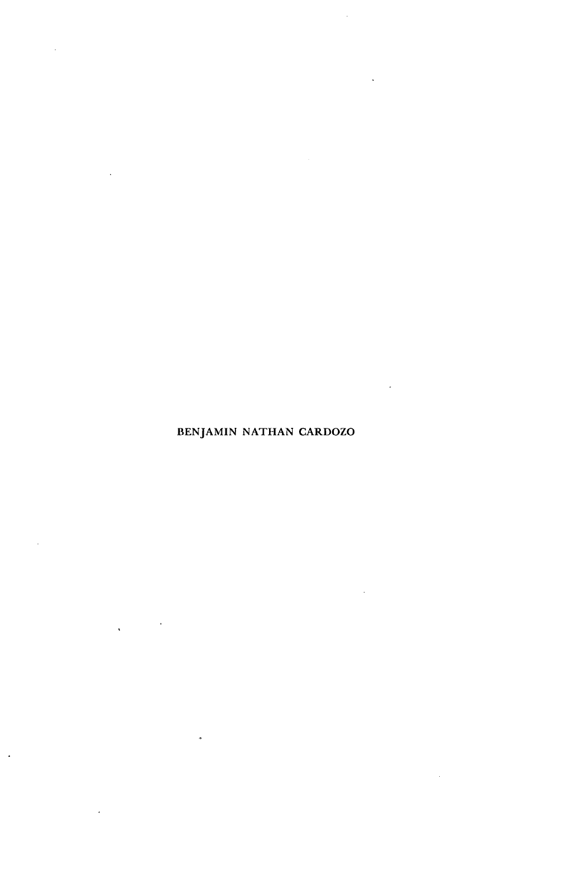BENJAMIN NATHAN CARDOZO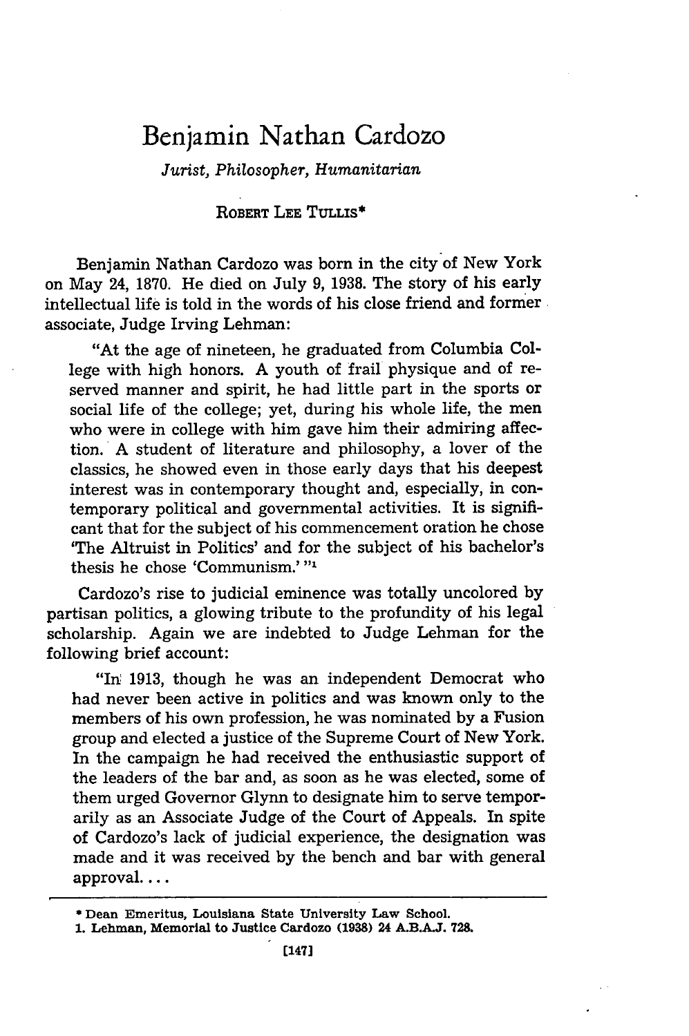# Benjamin Nathan Cardozo

*Jurist, Philosopher, Humanitarian*

ROBERT LEE TULLIS*

Benjamin Nathan Cardozo was born in the city of New York on May 24, 1870. He died on July 9, 1938. The story of his early intellectual life is told in the words of his close friend and former associate, Judge Irving Lehman:

> "At the age of nineteen, he graduated from Columbia College with high honors. A youth of frail physique and of reserved manner and spirit, he had little part in the sports or social life of the college; yet, during his whole life, the men who were in college with him gave him their admiring affection. A student of literature and philosophy, a lover of the classics, he showed even in those early days that his deepest interest was in contemporary thought and, especially, in contemporary political and governmental activities. It is significant that for the subject of his commencement oration he chose 'The Altruist in Politics' and for the subject of his bachelor's thesis he chose 'Communism.'"[1]

Cardozo's rise to judicial eminence was totally uncolored by partisan politics, a glowing tribute to the profundity of his legal scholarship. Again we are indebted to Judge Lehman for the following brief account:

> "In 1913, though he was an independent Democrat who had never been active in politics and was known only to the members of his own profession, he was nominated by a Fusion group and elected a justice of the Supreme Court of New York. In the campaign he had received the enthusiastic support of the leaders of the bar and, as soon as he was elected, some of them urged Governor Glynn to designate him to serve temporarily as an Associate Judge of the Court of Appeals. In spite of Cardozo's lack of judicial experience, the designation was made and it was received by the bench and bar with general approval. . . .

---

\* Dean Emeritus, Louisiana State University Law School.

1. Lehman, Memorial to Justice Cardozo (1938) 24 A.B.A.J. 728.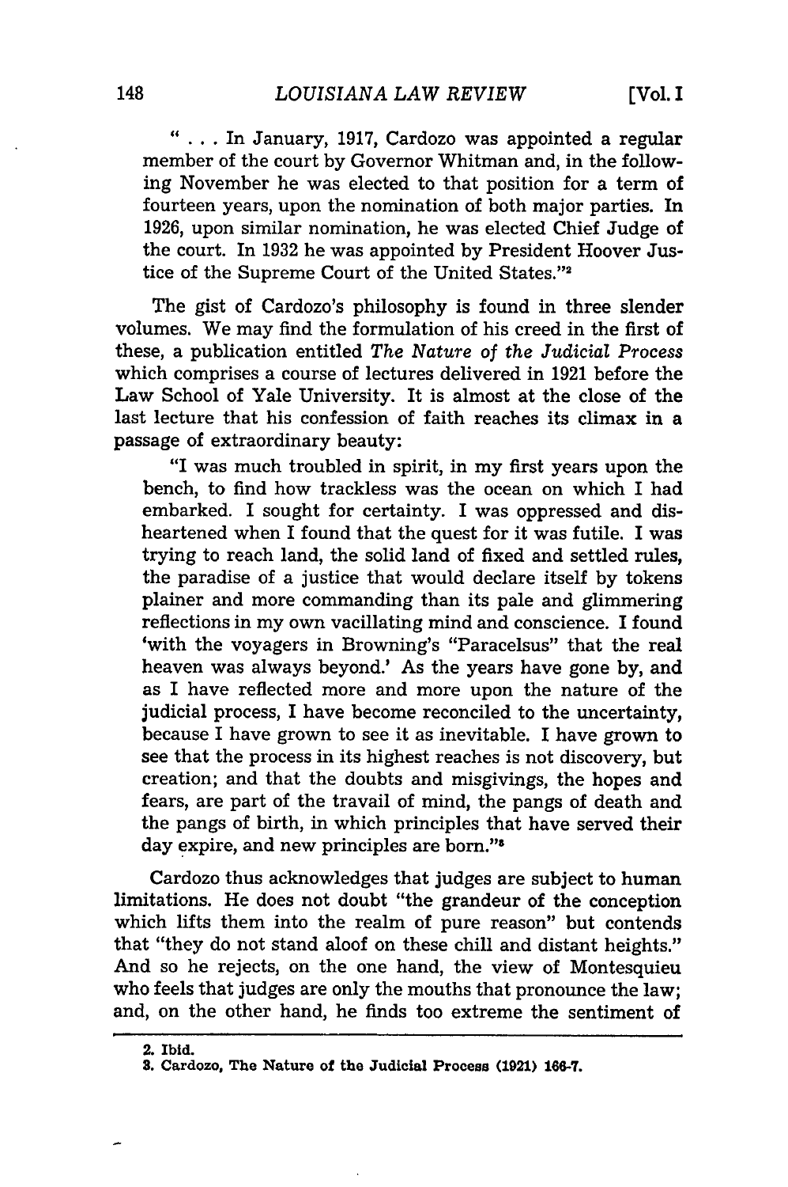" . . . In January, 1917, Cardozo was appointed a regular member of the court by Governor Whitman and, in the following November he was elected to that position for a term of fourteen years, upon the nomination of both major parties. In 1926, upon similar nomination, he was elected Chief Judge of the court. In 1932 he was appointed by President Hoover Justice of the Supreme Court of the United States."[2]

The gist of Cardozo's philosophy is found in three slender volumes. We may find the formulation of his creed in the first of these, a publication entitled *The Nature of the Judicial Process* which comprises a course of lectures delivered in 1921 before the Law School of Yale University. It is almost at the close of the last lecture that his confession of faith reaches its climax in a passage of extraordinary beauty:

> "I was much troubled in spirit, in my first years upon the bench, to find how trackless was the ocean on which I had embarked. I sought for certainty. I was oppressed and disheartened when I found that the quest for it was futile. I was trying to reach land, the solid land of fixed and settled rules, the paradise of a justice that would declare itself by tokens plainer and more commanding than its pale and glimmering reflections in my own vacillating mind and conscience. I found 'with the voyagers in Browning's "Paracelsus" that the real heaven was always beyond.' As the years have gone by, and as I have reflected more and more upon the nature of the judicial process, I have become reconciled to the uncertainty, because I have grown to see it as inevitable. I have grown to see that the process in its highest reaches is not discovery, but creation; and that the doubts and misgivings, the hopes and fears, are part of the travail of mind, the pangs of death and the pangs of birth, in which principles that have served their day expire, and new principles are born."[3]

Cardozo thus acknowledges that judges are subject to human limitations. He does not doubt "the grandeur of the conception which lifts them into the realm of pure reason" but contends that "they do not stand aloof on these chill and distant heights." And so he rejects, on the one hand, the view of Montesquieu who feels that judges are only the mouths that pronounce the law; and, on the other hand, he finds too extreme the sentiment of

---

2. Ibid.

3. Cardozo, The Nature of the Judicial Process (1921) 166-7.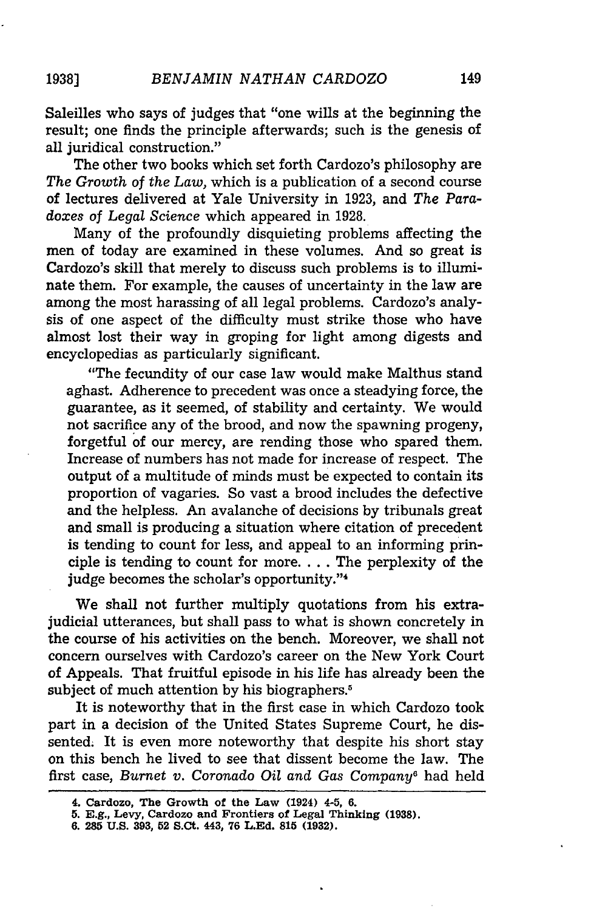Saleilles who says of judges that "one wills at the beginning the result; one finds the principle afterwards; such is the genesis of all juridical construction."

The other two books which set forth Cardozo's philosophy are *The Growth of the Law,* which is a publication of a second course of lectures delivered at Yale University in 1923, and *The Paradoxes of Legal Science* which appeared in 1928.

Many of the profoundly disquieting problems affecting the men of today are examined in these volumes. And so great is Cardozo's skill that merely to discuss such problems is to illuminate them. For example, the causes of uncertainty in the law are among the most harassing of all legal problems. Cardozo's analysis of one aspect of the difficulty must strike those who have almost lost their way in groping for light among digests and encyclopedias as particularly significant.

> "The fecundity of our case law would make Malthus stand aghast. Adherence to precedent was once a steadying force, the guarantee, as it seemed, of stability and certainty. We would not sacrifice any of the brood, and now the spawning progeny, forgetful of our mercy, are rending those who spared them. Increase of numbers has not made for increase of respect. The output of a multitude of minds must be expected to contain its proportion of vagaries. So vast a brood includes the defective and the helpless. An avalanche of decisions by tribunals great and small is producing a situation where citation of precedent is tending to count for less, and appeal to an informing principle is tending to count for more. . . . The perplexity of the judge becomes the scholar's opportunity."[4]

We shall not further multiply quotations from his extra-judicial utterances, but shall pass to what is shown concretely in the course of his activities on the bench. Moreover, we shall not concern ourselves with Cardozo's career on the New York Court of Appeals. That fruitful episode in his life has already been the subject of much attention by his biographers.[5]

It is noteworthy that in the first case in which Cardozo took part in a decision of the United States Supreme Court, he dissented. It is even more noteworthy that despite his short stay on this bench he lived to see that dissent become the law. The first case, *Burnet v. Coronado Oil and Gas Company*[6] had held

---

4. Cardozo, The Growth of the Law (1924) 4-5, 6.

5. E.g., Levy, Cardozo and Frontiers of Legal Thinking (1938).

6. 285 U.S. 393, 52 S.Ct. 443, 76 L.Ed. 815 (1932).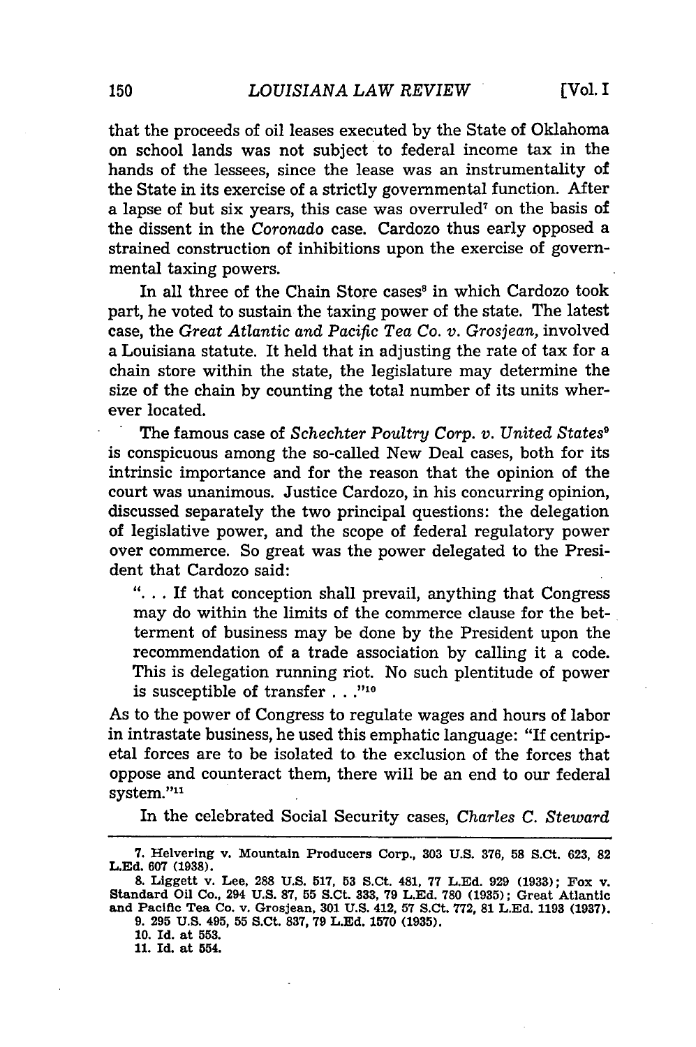that the proceeds of oil leases executed by the State of Oklahoma on school lands was not subject to federal income tax in the hands of the lessees, since the lease was an instrumentality of the State in its exercise of a strictly governmental function. After a lapse of but six years, this case was overruled[7] on the basis of the dissent in the *Coronado* case. Cardozo thus early opposed a strained construction of inhibitions upon the exercise of governmental taxing powers.

In all three of the Chain Store cases[8] in which Cardozo took part, he voted to sustain the taxing power of the state. The latest case, the *Great Atlantic and Pacific Tea Co. v. Grosjean*, involved a Louisiana statute. It held that in adjusting the rate of tax for a chain store within the state, the legislature may determine the size of the chain by counting the total number of its units wherever located.

The famous case of *Schechter Poultry Corp. v. United States*[9] is conspicuous among the so-called New Deal cases, both for its intrinsic importance and for the reason that the opinion of the court was unanimous. Justice Cardozo, in his concurring opinion, discussed separately the two principal questions: the delegation of legislative power, and the scope of federal regulatory power over commerce. So great was the power delegated to the President that Cardozo said:

> ". . . If that conception shall prevail, anything that Congress may do within the limits of the commerce clause for the betterment of business may be done by the President upon the recommendation of a trade association by calling it a code. This is delegation running riot. No such plentitude of power is susceptible of transfer . . ."[10]

As to the power of Congress to regulate wages and hours of labor in intrastate business, he used this emphatic language: "If centripetal forces are to be isolated to the exclusion of the forces that oppose and counteract them, there will be an end to our federal system."[11]

In the celebrated Social Security cases, *Charles C. Steward*

---

7. Helvering v. Mountain Producers Corp., 303 U.S. 376, 58 S.Ct. 623, 82 L.Ed. 607 (1938).

8. Liggett v. Lee, 288 U.S. 517, 53 S.Ct. 481, 77 L.Ed. 929 (1933); Fox v. Standard Oil Co., 294 U.S. 87, 55 S.Ct. 333, 79 L.Ed. 780 (1935); Great Atlantic and Pacific Tea Co. v. Grosjean, 301 U.S. 412, 57 S.Ct. 772, 81 L.Ed. 1193 (1937).

9. 295 U.S. 495, 55 S.Ct. 837, 79 L.Ed. 1570 (1935).

10. Id. at 553.

11. Id. at 554.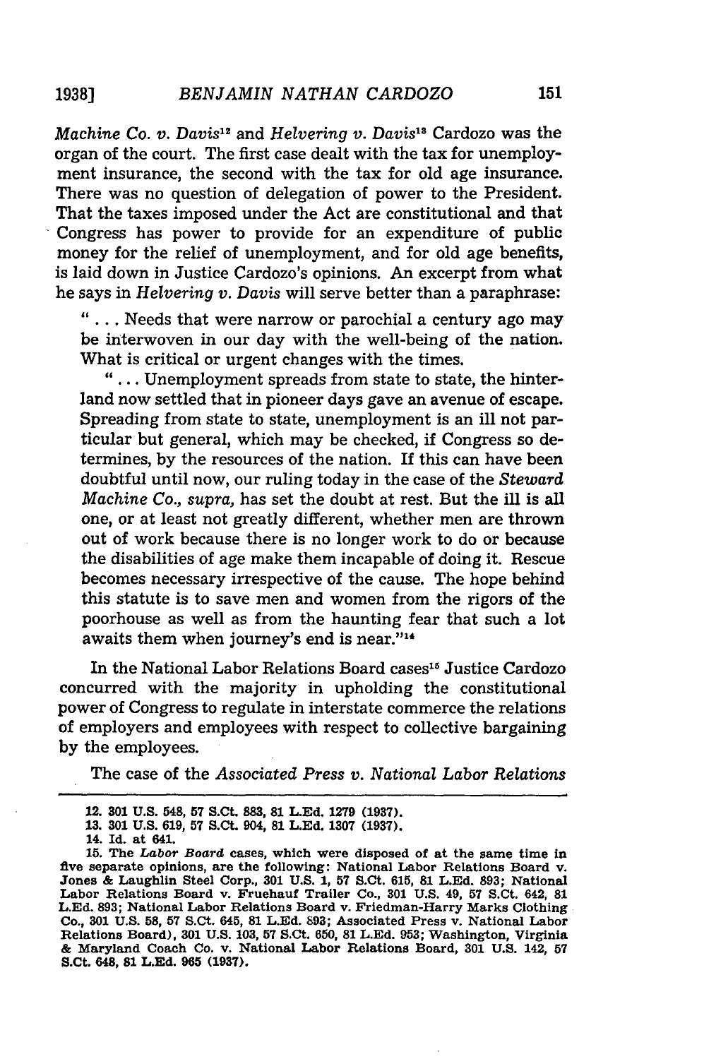*Machine Co. v. Davis*[12] and *Helvering v. Davis*[13] Cardozo was the organ of the court. The first case dealt with the tax for unemployment insurance, the second with the tax for old age insurance. There was no question of delegation of power to the President. That the taxes imposed under the Act are constitutional and that Congress has power to provide for an expenditure of public money for the relief of unemployment, and for old age benefits, is laid down in Justice Cardozo's opinions. An excerpt from what he says in *Helvering v. Davis* will serve better than a paraphrase:

> " . . . Needs that were narrow or parochial a century ago may be interwoven in our day with the well-being of the nation. What is critical or urgent changes with the times.
>
> " . . . Unemployment spreads from state to state, the hinterland now settled that in pioneer days gave an avenue of escape. Spreading from state to state, unemployment is an ill not particular but general, which may be checked, if Congress so determines, by the resources of the nation. If this can have been doubtful until now, our ruling today in the case of the *Steward Machine Co., supra,* has set the doubt at rest. But the ill is all one, or at least not greatly different, whether men are thrown out of work because there is no longer work to do or because the disabilities of age make them incapable of doing it. Rescue becomes necessary irrespective of the cause. The hope behind this statute is to save men and women from the rigors of the poorhouse as well as from the haunting fear that such a lot awaits them when journey's end is near."[14]

In the National Labor Relations Board cases[15] Justice Cardozo concurred with the majority in upholding the constitutional power of Congress to regulate in interstate commerce the relations of employers and employees with respect to collective bargaining by the employees.

The case of the *Associated Press v. National Labor Relations*

---

12. 301 U.S. 548, 57 S.Ct. 883, 81 L.Ed. 1279 (1937).

13. 301 U.S. 619, 57 S.Ct. 904, 81 L.Ed. 1307 (1937).

14. Id. at 641.

15. The *Labor Board* cases, which were disposed of at the same time in five separate opinions, are the following: National Labor Relations Board v. Jones & Laughlin Steel Corp., 301 U.S. 1, 57 S.Ct. 615, 81 L.Ed. 893; National Labor Relations Board v. Fruehauf Trailer Co., 301 U.S. 49, 57 S.Ct. 642, 81 L.Ed. 893; National Labor Relations Board v. Friedman-Harry Marks Clothing Co., 301 U.S. 58, 57 S.Ct. 645, 81 L.Ed. 893; Associated Press v. National Labor Relations Board), 301 U.S. 103, 57 S.Ct. 650, 81 L.Ed. 953; Washington, Virginia & Maryland Coach Co. v. National Labor Relations Board, 301 U.S. 142, 57 S.Ct. 648, 81 L.Ed. 965 (1937).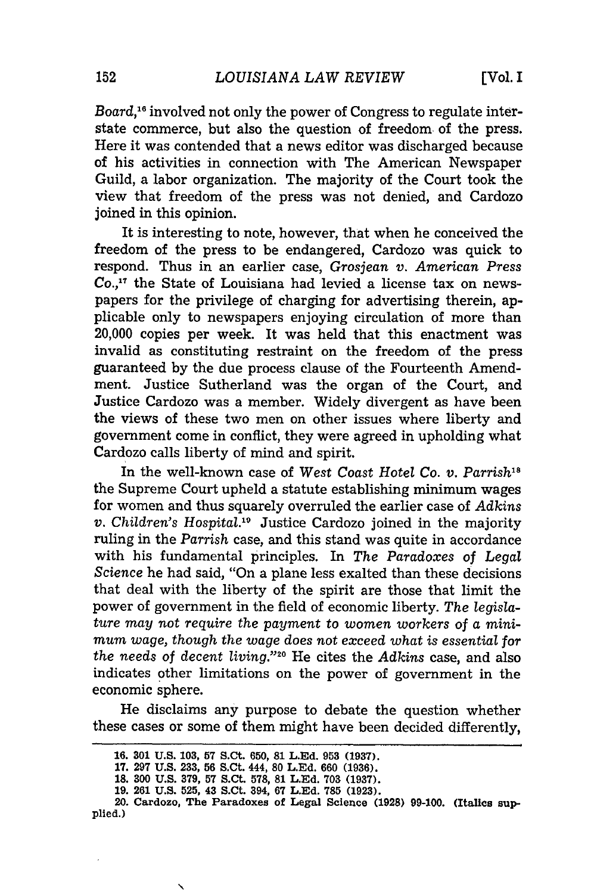*Board*,[16] involved not only the power of Congress to regulate interstate commerce, but also the question of freedom of the press. Here it was contended that a news editor was discharged because of his activities in connection with The American Newspaper Guild, a labor organization. The majority of the Court took the view that freedom of the press was not denied, and Cardozo joined in this opinion.

It is interesting to note, however, that when he conceived the freedom of the press to be endangered, Cardozo was quick to respond. Thus in an earlier case, *Grosjean v. American Press Co.*,[17] the State of Louisiana had levied a license tax on newspapers for the privilege of charging for advertising therein, applicable only to newspapers enjoying circulation of more than 20,000 copies per week. It was held that this enactment was invalid as constituting restraint on the freedom of the press guaranteed by the due process clause of the Fourteenth Amendment. Justice Sutherland was the organ of the Court, and Justice Cardozo was a member. Widely divergent as have been the views of these two men on other issues where liberty and government come in conflict, they were agreed in upholding what Cardozo calls liberty of mind and spirit.

In the well-known case of *West Coast Hotel Co. v. Parrish*[18] the Supreme Court upheld a statute establishing minimum wages for women and thus squarely overruled the earlier case of *Adkins v. Children's Hospital*.[19] Justice Cardozo joined in the majority ruling in the *Parrish* case, and this stand was quite in accordance with his fundamental principles. In *The Paradoxes of Legal Science* he had said, "On a plane less exalted than these decisions that deal with the liberty of the spirit are those that limit the power of government in the field of economic liberty. *The legislature may not require the payment to women workers of a minimum wage, though the wage does not exceed what is essential for the needs of decent living.*"[20] He cites the *Adkins* case, and also indicates other limitations on the power of government in the economic sphere.

He disclaims any purpose to debate the question whether these cases or some of them might have been decided differently,

---

16. 301 U.S. 103, 57 S.Ct. 650, 81 L.Ed. 953 (1937).

17. 297 U.S. 233, 56 S.Ct. 444, 80 L.Ed. 660 (1936).

18. 300 U.S. 379, 57 S.Ct. 578, 81 L.Ed. 703 (1937).

19. 261 U.S. 525, 43 S.Ct. 394, 67 L.Ed. 785 (1923).

20. Cardozo, The Paradoxes of Legal Science (1928) 99-100. (Italics supplied.)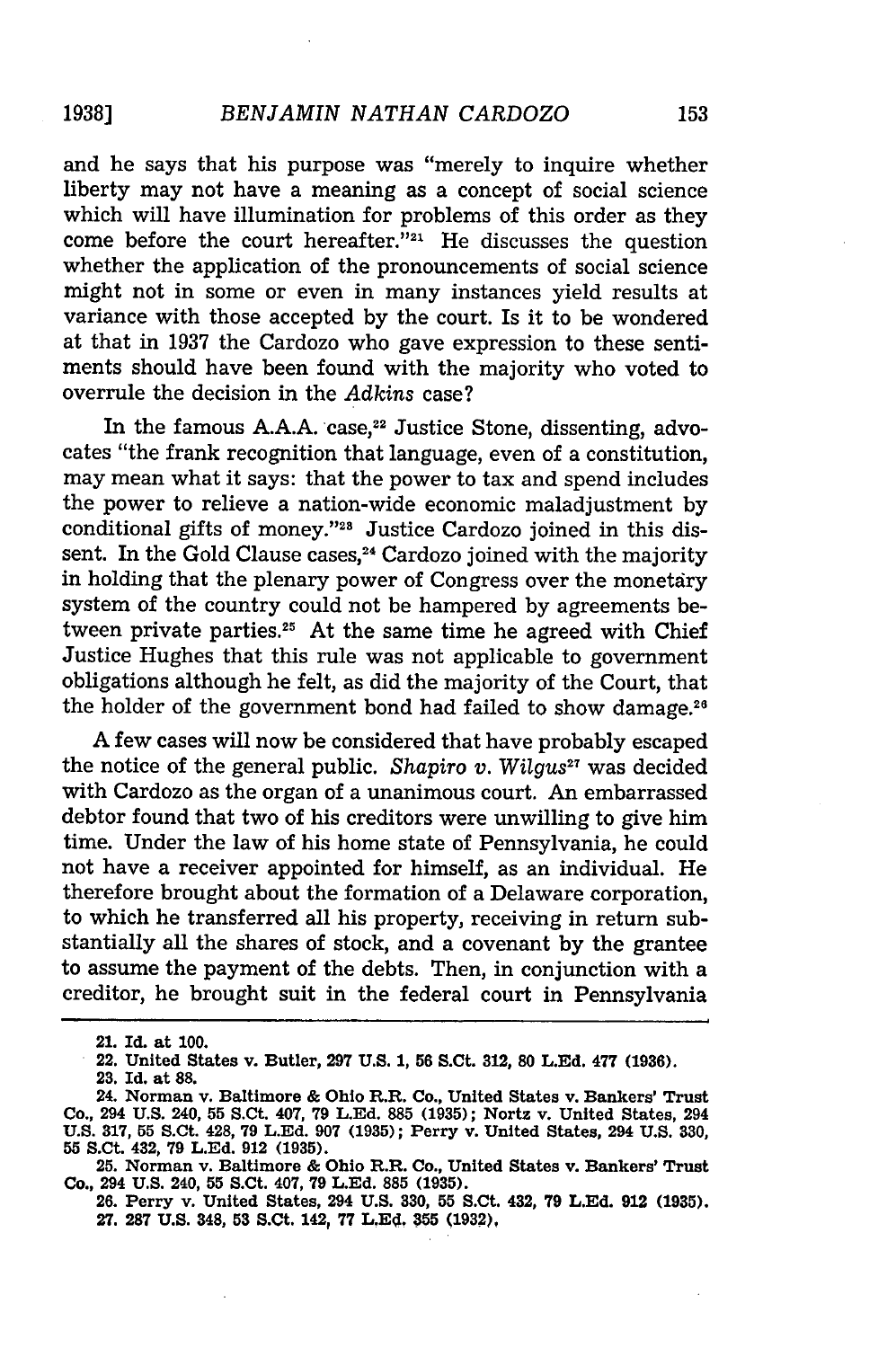and he says that his purpose was "merely to inquire whether liberty may not have a meaning as a concept of social science which will have illumination for problems of this order as they come before the court hereafter."[21] He discusses the question whether the application of the pronouncements of social science might not in some or even in many instances yield results at variance with those accepted by the court. Is it to be wondered at that in 1937 the Cardozo who gave expression to these sentiments should have been found with the majority who voted to overrule the decision in the *Adkins* case?

In the famous A.A.A. case,[22] Justice Stone, dissenting, advocates "the frank recognition that language, even of a constitution, may mean what it says: that the power to tax and spend includes the power to relieve a nation-wide economic maladjustment by conditional gifts of money."[23] Justice Cardozo joined in this dissent. In the Gold Clause cases,[24] Cardozo joined with the majority in holding that the plenary power of Congress over the monetary system of the country could not be hampered by agreements between private parties.[25] At the same time he agreed with Chief Justice Hughes that this rule was not applicable to government obligations although he felt, as did the majority of the Court, that the holder of the government bond had failed to show damage.[26]

A few cases will now be considered that have probably escaped the notice of the general public. *Shapiro v. Wilgus*[27] was decided with Cardozo as the organ of a unanimous court. An embarrassed debtor found that two of his creditors were unwilling to give him time. Under the law of his home state of Pennsylvania, he could not have a receiver appointed for himself, as an individual. He therefore brought about the formation of a Delaware corporation, to which he transferred all his property, receiving in return substantially all the shares of stock, and a covenant by the grantee to assume the payment of the debts. Then, in conjunction with a creditor, he brought suit in the federal court in Pennsylvania

---

21. Id. at 100.

22. United States v. Butler, 297 U.S. 1, 56 S.Ct. 312, 80 L.Ed. 477 (1936).

23. Id. at 88.

24. Norman v. Baltimore & Ohio R.R. Co., United States v. Bankers' Trust Co., 294 U.S. 240, 55 S.Ct. 407, 79 L.Ed. 885 (1935); Nortz v. United States, 294 U.S. 317, 55 S.Ct. 428, 79 L.Ed. 907 (1935); Perry v. United States, 294 U.S. 330, 55 S.Ct. 432, 79 L.Ed. 912 (1935).

25. Norman v. Baltimore & Ohio R.R. Co., United States v. Bankers' Trust Co., 294 U.S. 240, 55 S.Ct. 407, 79 L.Ed. 885 (1935).

26. Perry v. United States, 294 U.S. 330, 55 S.Ct. 432, 79 L.Ed. 912 (1935).

27. 287 U.S. 348, 53 S.Ct. 142, 77 L.Ed. 355 (1932).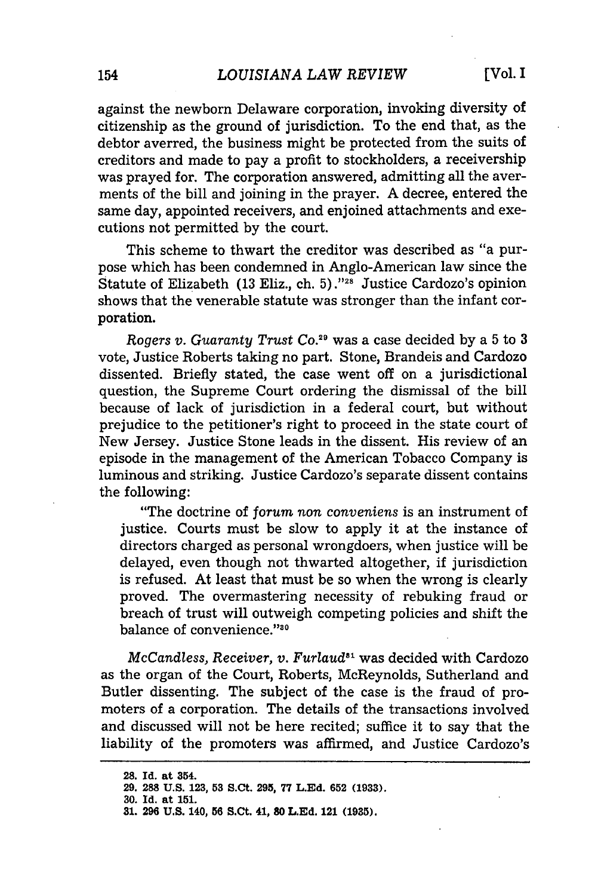against the newborn Delaware corporation, invoking diversity of citizenship as the ground of jurisdiction. To the end that, as the debtor averred, the business might be protected from the suits of creditors and made to pay a profit to stockholders, a receivership was prayed for. The corporation answered, admitting all the averments of the bill and joining in the prayer. A decree, entered the same day, appointed receivers, and enjoined attachments and executions not permitted by the court.

This scheme to thwart the creditor was described as "a purpose which has been condemned in Anglo-American law since the Statute of Elizabeth (13 Eliz., ch. 5)."[28] Justice Cardozo's opinion shows that the venerable statute was stronger than the infant corporation.

*Rogers v. Guaranty Trust Co.*[29] was a case decided by a 5 to 3 vote, Justice Roberts taking no part. Stone, Brandeis and Cardozo dissented. Briefly stated, the case went off on a jurisdictional question, the Supreme Court ordering the dismissal of the bill because of lack of jurisdiction in a federal court, but without prejudice to the petitioner's right to proceed in the state court of New Jersey. Justice Stone leads in the dissent. His review of an episode in the management of the American Tobacco Company is luminous and striking. Justice Cardozo's separate dissent contains the following:

> "The doctrine of *forum non conveniens* is an instrument of justice. Courts must be slow to apply it at the instance of directors charged as personal wrongdoers, when justice will be delayed, even though not thwarted altogether, if jurisdiction is refused. At least that must be so when the wrong is clearly proved. The overmastering necessity of rebuking fraud or breach of trust will outweigh competing policies and shift the balance of convenience."[30]

*McCandless, Receiver, v. Furlaud*[31] was decided with Cardozo as the organ of the Court, Roberts, McReynolds, Sutherland and Butler dissenting. The subject of the case is the fraud of promoters of a corporation. The details of the transactions involved and discussed will not be here recited; suffice it to say that the liability of the promoters was affirmed, and Justice Cardozo's

---

28. Id. at 354.
29. 288 U.S. 123, 53 S.Ct. 295, 77 L.Ed. 652 (1933).
30. Id. at 151.
31. 296 U.S. 140, 56 S.Ct. 41, 80 L.Ed. 121 (1935).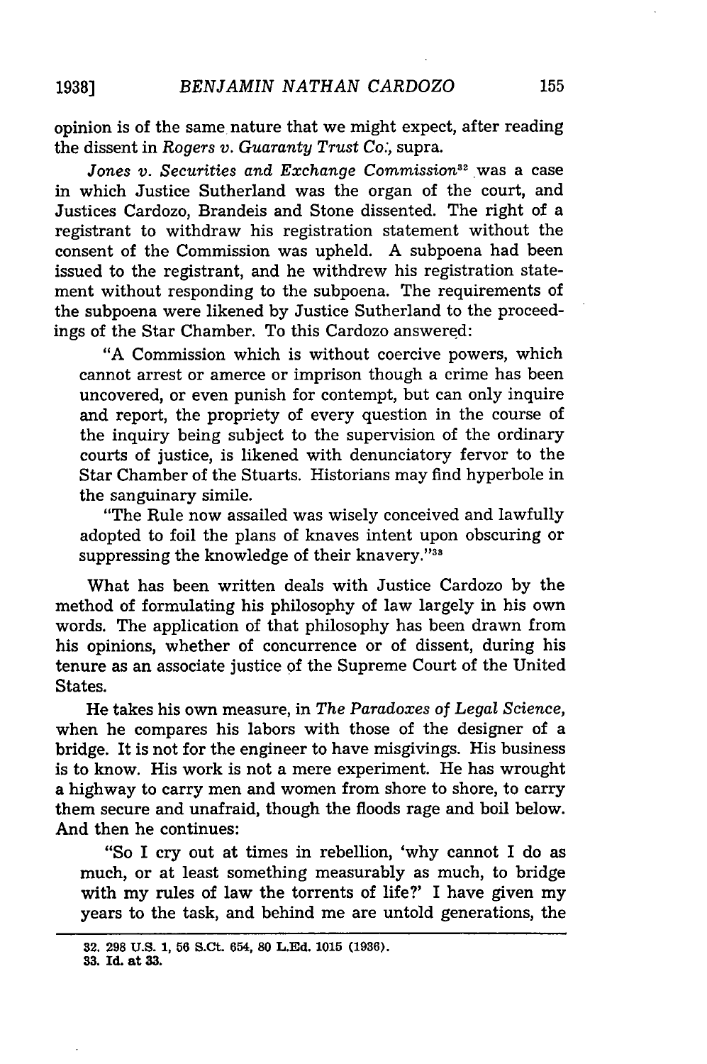opinion is of the same nature that we might expect, after reading the dissent in *Rogers v. Guaranty Trust Co.*, supra.

*Jones v. Securities and Exchange Commission*[32] was a case in which Justice Sutherland was the organ of the court, and Justices Cardozo, Brandeis and Stone dissented. The right of a registrant to withdraw his registration statement without the consent of the Commission was upheld. A subpoena had been issued to the registrant, and he withdrew his registration statement without responding to the subpoena. The requirements of the subpoena were likened by Justice Sutherland to the proceedings of the Star Chamber. To this Cardozo answered:

> "A Commission which is without coercive powers, which cannot arrest or amerce or imprison though a crime has been uncovered, or even punish for contempt, but can only inquire and report, the propriety of every question in the course of the inquiry being subject to the supervision of the ordinary courts of justice, is likened with denunciatory fervor to the Star Chamber of the Stuarts. Historians may find hyperbole in the sanguinary simile.
>
> "The Rule now assailed was wisely conceived and lawfully adopted to foil the plans of knaves intent upon obscuring or suppressing the knowledge of their knavery."[33]

What has been written deals with Justice Cardozo by the method of formulating his philosophy of law largely in his own words. The application of that philosophy has been drawn from his opinions, whether of concurrence or of dissent, during his tenure as an associate justice of the Supreme Court of the United States.

He takes his own measure, in *The Paradoxes of Legal Science*, when he compares his labors with those of the designer of a bridge. It is not for the engineer to have misgivings. His business is to know. His work is not a mere experiment. He has wrought a highway to carry men and women from shore to shore, to carry them secure and unafraid, though the floods rage and boil below. And then he continues:

> "So I cry out at times in rebellion, 'why cannot I do as much, or at least something measurably as much, to bridge with my rules of law the torrents of life?' I have given my years to the task, and behind me are untold generations, the

---

32. 298 U.S. 1, 56 S.Ct. 654, 80 L.Ed. 1015 (1936).

33. Id. at 33.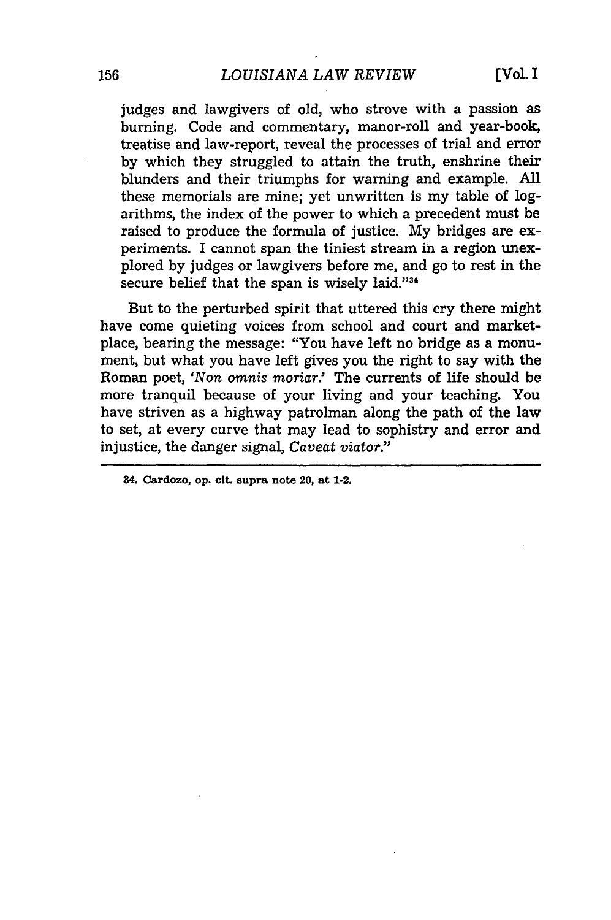judges and lawgivers of old, who strove with a passion as burning. Code and commentary, manor-roll and year-book, treatise and law-report, reveal the processes of trial and error by which they struggled to attain the truth, enshrine their blunders and their triumphs for warning and example. All these memorials are mine; yet unwritten is my table of logarithms, the index of the power to which a precedent must be raised to produce the formula of justice. My bridges are experiments. I cannot span the tiniest stream in a region unexplored by judges or lawgivers before me, and go to rest in the secure belief that the span is wisely laid."[34]

But to the perturbed spirit that uttered this cry there might have come quieting voices from school and court and marketplace, bearing the message: "You have left no bridge as a monument, but what you have left gives you the right to say with the Roman poet, '*Non omnis moriar.*' The currents of life should be more tranquil because of your living and your teaching. You have striven as a highway patrolman along the path of the law to set, at every curve that may lead to sophistry and error and injustice, the danger signal, *Caveat viator.*"

---

34. Cardozo, op. cit. supra note 20, at 1-2.